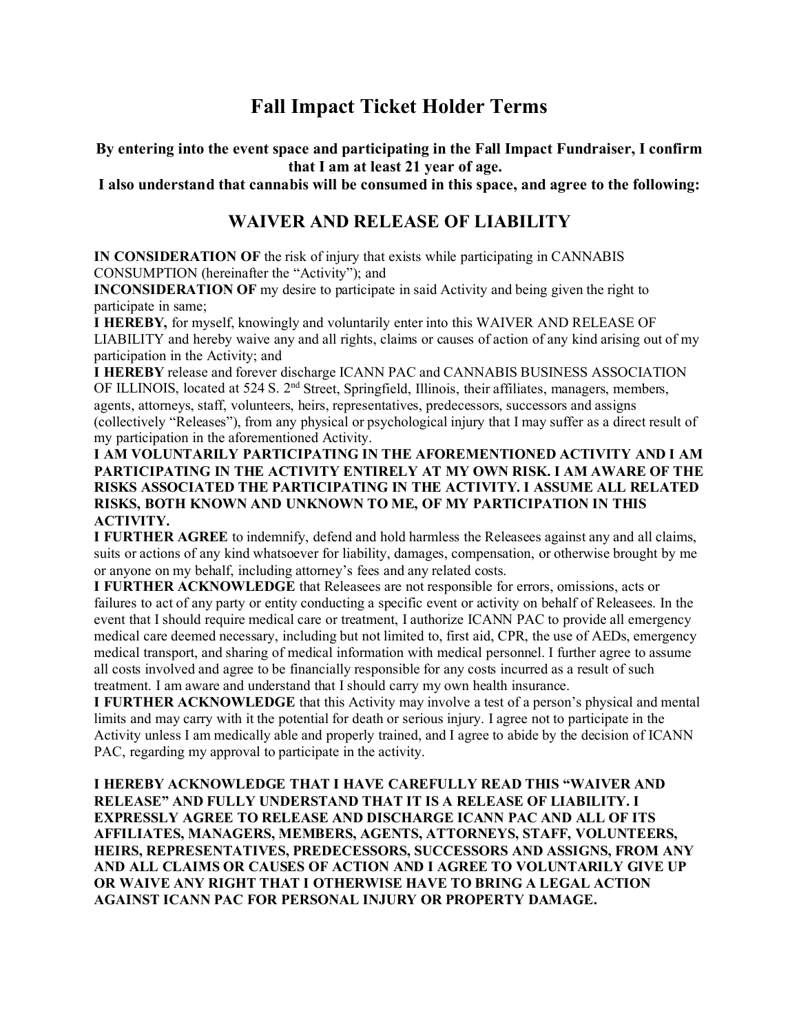# Fall Impact Ticket Holder Terms

**By entering into the event space and participating in the Fall Impact Fundraiser, I confirm that I am at least 21 year of age.**
**I also understand that cannabis will be consumed in this space, and agree to the following:**

## WAIVER AND RELEASE OF LIABILITY

**IN CONSIDERATION OF** the risk of injury that exists while participating in CANNABIS CONSUMPTION (hereinafter the "Activity"); and

**INCONSIDERATION OF** my desire to participate in said Activity and being given the right to participate in same;

**I HEREBY,** for myself, knowingly and voluntarily enter into this WAIVER AND RELEASE OF LIABILITY and hereby waive any and all rights, claims or causes of action of any kind arising out of my participation in the Activity; and

**I HEREBY** release and forever discharge ICANN PAC and CANNABIS BUSINESS ASSOCIATION OF ILLINOIS, located at 524 S. 2nd Street, Springfield, Illinois, their affiliates, managers, members, agents, attorneys, staff, volunteers, heirs, representatives, predecessors, successors and assigns (collectively "Releases"), from any physical or psychological injury that I may suffer as a direct result of my participation in the aforementioned Activity.

**I AM VOLUNTARILY PARTICIPATING IN THE AFOREMENTIONED ACTIVITY AND I AM PARTICIPATING IN THE ACTIVITY ENTIRELY AT MY OWN RISK. I AM AWARE OF THE RISKS ASSOCIATED THE PARTICIPATING IN THE ACTIVITY. I ASSUME ALL RELATED RISKS, BOTH KNOWN AND UNKNOWN TO ME, OF MY PARTICIPATION IN THIS ACTIVITY.**

**I FURTHER AGREE** to indemnify, defend and hold harmless the Releasees against any and all claims, suits or actions of any kind whatsoever for liability, damages, compensation, or otherwise brought by me or anyone on my behalf, including attorney's fees and any related costs.

**I FURTHER ACKNOWLEDGE** that Releasees are not responsible for errors, omissions, acts or failures to act of any party or entity conducting a specific event or activity on behalf of Releasees. In the event that I should require medical care or treatment, I authorize ICANN PAC to provide all emergency medical care deemed necessary, including but not limited to, first aid, CPR, the use of AEDs, emergency medical transport, and sharing of medical information with medical personnel. I further agree to assume all costs involved and agree to be financially responsible for any costs incurred as a result of such treatment. I am aware and understand that I should carry my own health insurance.

**I FURTHER ACKNOWLEDGE** that this Activity may involve a test of a person's physical and mental limits and may carry with it the potential for death or serious injury. I agree not to participate in the Activity unless I am medically able and properly trained, and I agree to abide by the decision of ICANN PAC, regarding my approval to participate in the activity.

**I HEREBY ACKNOWLEDGE THAT I HAVE CAREFULLY READ THIS "WAIVER AND RELEASE" AND FULLY UNDERSTAND THAT IT IS A RELEASE OF LIABILITY. I EXPRESSLY AGREE TO RELEASE AND DISCHARGE ICANN PAC AND ALL OF ITS AFFILIATES, MANAGERS, MEMBERS, AGENTS, ATTORNEYS, STAFF, VOLUNTEERS, HEIRS, REPRESENTATIVES, PREDECESSORS, SUCCESSORS AND ASSIGNS, FROM ANY AND ALL CLAIMS OR CAUSES OF ACTION AND I AGREE TO VOLUNTARILY GIVE UP OR WAIVE ANY RIGHT THAT I OTHERWISE HAVE TO BRING A LEGAL ACTION AGAINST ICANN PAC FOR PERSONAL INJURY OR PROPERTY DAMAGE.**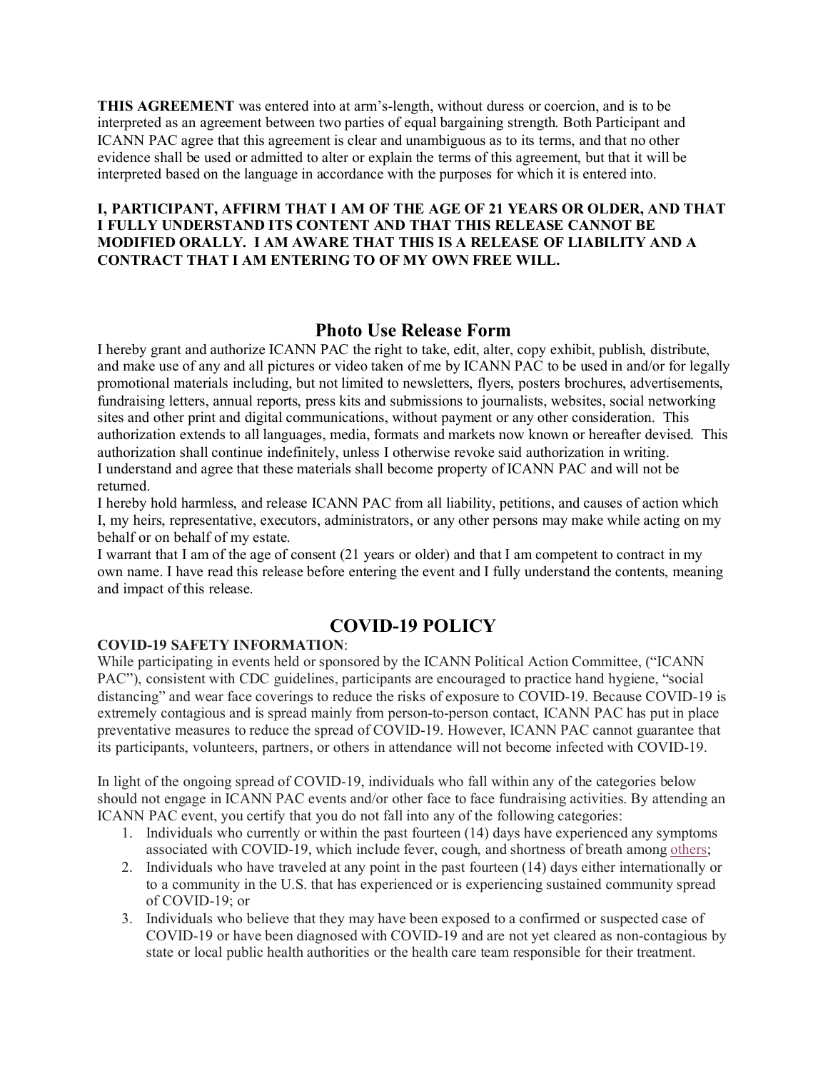**THIS AGREEMENT** was entered into at arm's-length, without duress or coercion, and is to be interpreted as an agreement between two parties of equal bargaining strength. Both Participant and ICANN PAC agree that this agreement is clear and unambiguous as to its terms, and that no other evidence shall be used or admitted to alter or explain the terms of this agreement, but that it will be interpreted based on the language in accordance with the purposes for which it is entered into.

**I, PARTICIPANT, AFFIRM THAT I AM OF THE AGE OF 21 YEARS OR OLDER, AND THAT I FULLY UNDERSTAND ITS CONTENT AND THAT THIS RELEASE CANNOT BE MODIFIED ORALLY. I AM AWARE THAT THIS IS A RELEASE OF LIABILITY AND A CONTRACT THAT I AM ENTERING TO OF MY OWN FREE WILL.**

## Photo Use Release Form

I hereby grant and authorize ICANN PAC the right to take, edit, alter, copy exhibit, publish, distribute, and make use of any and all pictures or video taken of me by ICANN PAC to be used in and/or for legally promotional materials including, but not limited to newsletters, flyers, posters brochures, advertisements, fundraising letters, annual reports, press kits and submissions to journalists, websites, social networking sites and other print and digital communications, without payment or any other consideration. This authorization extends to all languages, media, formats and markets now known or hereafter devised. This authorization shall continue indefinitely, unless I otherwise revoke said authorization in writing.
I understand and agree that these materials shall become property of ICANN PAC and will not be returned.
I hereby hold harmless, and release ICANN PAC from all liability, petitions, and causes of action which I, my heirs, representative, executors, administrators, or any other persons may make while acting on my behalf or on behalf of my estate.
I warrant that I am of the age of consent (21 years or older) and that I am competent to contract in my own name. I have read this release before entering the event and I fully understand the contents, meaning and impact of this release.

## COVID-19 POLICY

**COVID-19 SAFETY INFORMATION**:
While participating in events held or sponsored by the ICANN Political Action Committee, ("ICANN PAC"), consistent with CDC guidelines, participants are encouraged to practice hand hygiene, "social distancing" and wear face coverings to reduce the risks of exposure to COVID-19. Because COVID-19 is extremely contagious and is spread mainly from person-to-person contact, ICANN PAC has put in place preventative measures to reduce the spread of COVID-19. However, ICANN PAC cannot guarantee that its participants, volunteers, partners, or others in attendance will not become infected with COVID-19.

In light of the ongoing spread of COVID-19, individuals who fall within any of the categories below should not engage in ICANN PAC events and/or other face to face fundraising activities. By attending an ICANN PAC event, you certify that you do not fall into any of the following categories:

1. Individuals who currently or within the past fourteen (14) days have experienced any symptoms associated with COVID-19, which include fever, cough, and shortness of breath among others;
2. Individuals who have traveled at any point in the past fourteen (14) days either internationally or to a community in the U.S. that has experienced or is experiencing sustained community spread of COVID-19; or
3. Individuals who believe that they may have been exposed to a confirmed or suspected case of COVID-19 or have been diagnosed with COVID-19 and are not yet cleared as non-contagious by state or local public health authorities or the health care team responsible for their treatment.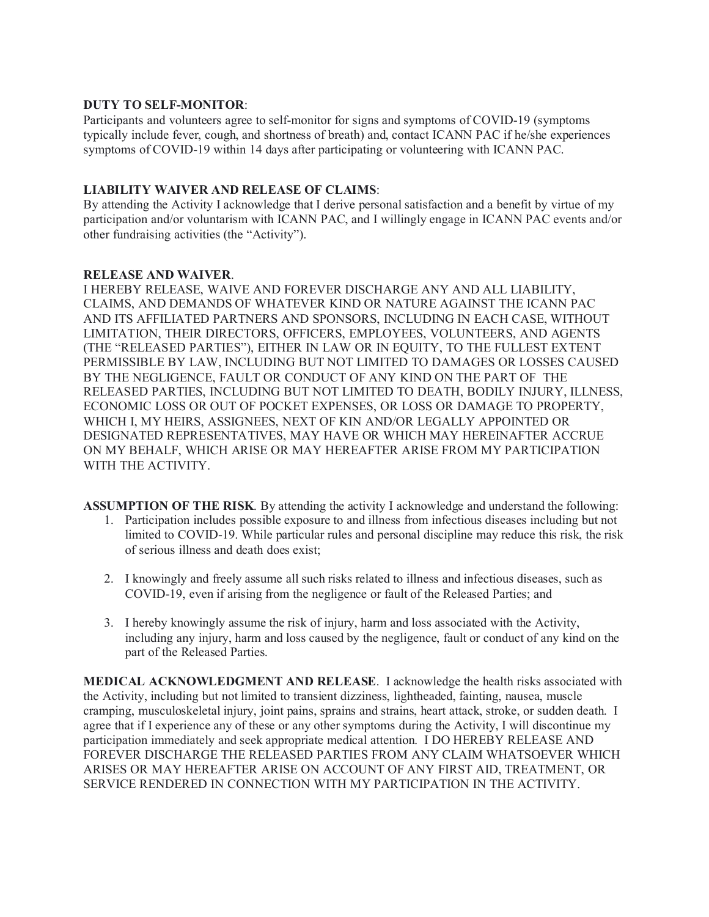**DUTY TO SELF-MONITOR**:
Participants and volunteers agree to self-monitor for signs and symptoms of COVID-19 (symptoms typically include fever, cough, and shortness of breath) and, contact ICANN PAC if he/she experiences symptoms of COVID-19 within 14 days after participating or volunteering with ICANN PAC.

**LIABILITY WAIVER AND RELEASE OF CLAIMS**:
By attending the Activity I acknowledge that I derive personal satisfaction and a benefit by virtue of my participation and/or voluntarism with ICANN PAC, and I willingly engage in ICANN PAC events and/or other fundraising activities (the "Activity").

**RELEASE AND WAIVER**.
I HEREBY RELEASE, WAIVE AND FOREVER DISCHARGE ANY AND ALL LIABILITY, CLAIMS, AND DEMANDS OF WHATEVER KIND OR NATURE AGAINST THE ICANN PAC AND ITS AFFILIATED PARTNERS AND SPONSORS, INCLUDING IN EACH CASE, WITHOUT LIMITATION, THEIR DIRECTORS, OFFICERS, EMPLOYEES, VOLUNTEERS, AND AGENTS (THE "RELEASED PARTIES"), EITHER IN LAW OR IN EQUITY, TO THE FULLEST EXTENT PERMISSIBLE BY LAW, INCLUDING BUT NOT LIMITED TO DAMAGES OR LOSSES CAUSED BY THE NEGLIGENCE, FAULT OR CONDUCT OF ANY KIND ON THE PART OF THE RELEASED PARTIES, INCLUDING BUT NOT LIMITED TO DEATH, BODILY INJURY, ILLNESS, ECONOMIC LOSS OR OUT OF POCKET EXPENSES, OR LOSS OR DAMAGE TO PROPERTY, WHICH I, MY HEIRS, ASSIGNEES, NEXT OF KIN AND/OR LEGALLY APPOINTED OR DESIGNATED REPRESENTATIVES, MAY HAVE OR WHICH MAY HEREINAFTER ACCRUE ON MY BEHALF, WHICH ARISE OR MAY HEREAFTER ARISE FROM MY PARTICIPATION WITH THE ACTIVITY.

**ASSUMPTION OF THE RISK**. By attending the activity I acknowledge and understand the following:

1. Participation includes possible exposure to and illness from infectious diseases including but not limited to COVID-19. While particular rules and personal discipline may reduce this risk, the risk of serious illness and death does exist;

2. I knowingly and freely assume all such risks related to illness and infectious diseases, such as COVID-19, even if arising from the negligence or fault of the Released Parties; and

3. I hereby knowingly assume the risk of injury, harm and loss associated with the Activity, including any injury, harm and loss caused by the negligence, fault or conduct of any kind on the part of the Released Parties.

**MEDICAL ACKNOWLEDGMENT AND RELEASE**. I acknowledge the health risks associated with the Activity, including but not limited to transient dizziness, lightheaded, fainting, nausea, muscle cramping, musculoskeletal injury, joint pains, sprains and strains, heart attack, stroke, or sudden death. I agree that if I experience any of these or any other symptoms during the Activity, I will discontinue my participation immediately and seek appropriate medical attention. I DO HEREBY RELEASE AND FOREVER DISCHARGE THE RELEASED PARTIES FROM ANY CLAIM WHATSOEVER WHICH ARISES OR MAY HEREAFTER ARISE ON ACCOUNT OF ANY FIRST AID, TREATMENT, OR SERVICE RENDERED IN CONNECTION WITH MY PARTICIPATION IN THE ACTIVITY.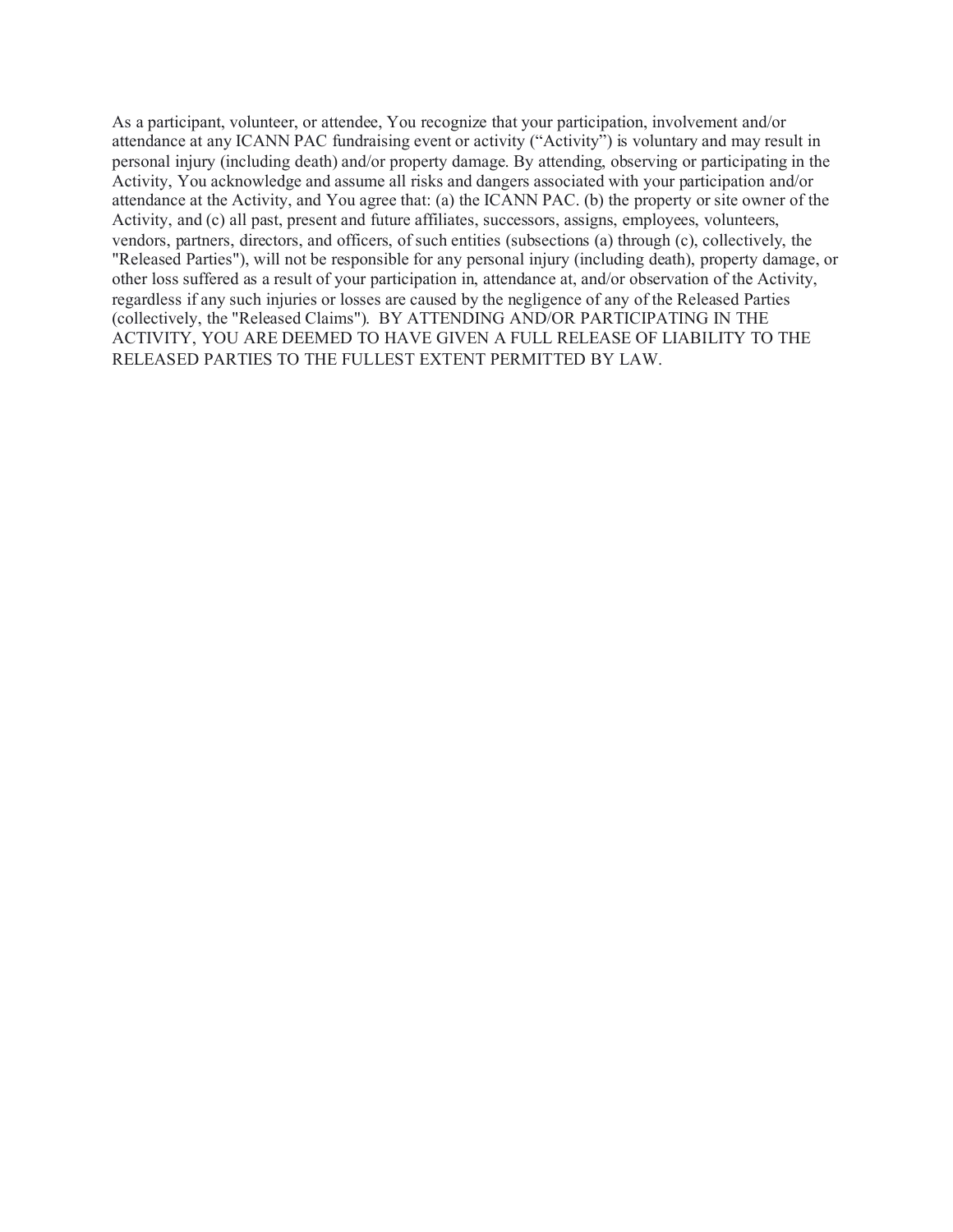As a participant, volunteer, or attendee, You recognize that your participation, involvement and/or attendance at any ICANN PAC fundraising event or activity ("Activity") is voluntary and may result in personal injury (including death) and/or property damage. By attending, observing or participating in the Activity, You acknowledge and assume all risks and dangers associated with your participation and/or attendance at the Activity, and You agree that: (a) the ICANN PAC. (b) the property or site owner of the Activity, and (c) all past, present and future affiliates, successors, assigns, employees, volunteers, vendors, partners, directors, and officers, of such entities (subsections (a) through (c), collectively, the "Released Parties"), will not be responsible for any personal injury (including death), property damage, or other loss suffered as a result of your participation in, attendance at, and/or observation of the Activity, regardless if any such injuries or losses are caused by the negligence of any of the Released Parties (collectively, the "Released Claims"). BY ATTENDING AND/OR PARTICIPATING IN THE ACTIVITY, YOU ARE DEEMED TO HAVE GIVEN A FULL RELEASE OF LIABILITY TO THE RELEASED PARTIES TO THE FULLEST EXTENT PERMITTED BY LAW.